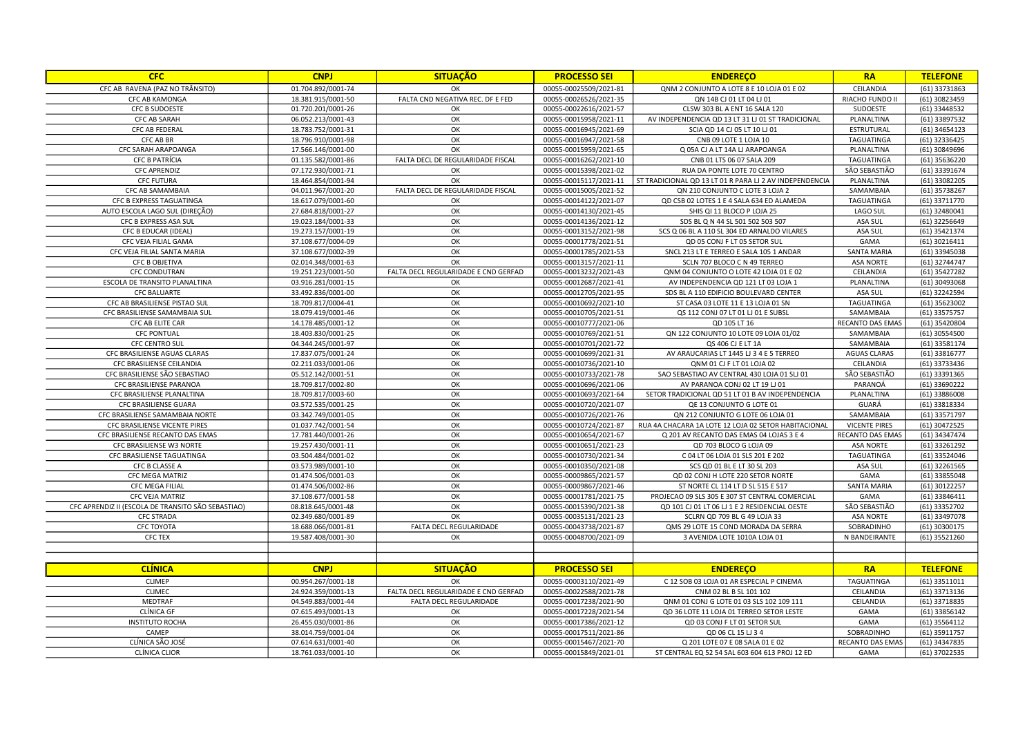| CFC | CNPJ | SITUAÇÃO | PROCESSO SEI | ENDEREÇO | RA | TELEFONE |
|---|---|---|---|---|---|---|
| CFC AB RAVENA (PAZ NO TRÂNSITO) | 01.704.892/0001-74 | OK | 00055-00025509/2021-81 | QNM 2 CONJUNTO A LOTE 8 E 10 LOJA 01 E 02 | CEILANDIA | (61) 33731863 |
| CFC AB KAMONGA | 18.381.915/0001-50 | FALTA CND NEGATIVA REC. DF E FED | 00055-00026526/2021-35 | QN 14B CJ 01 LT 04 LJ 01 | RIACHO FUNDO II | (61) 30823459 |
| CFC B SUDOESTE | 01.720.201/0001-26 | OK | 00055-00022616/2021-57 | CLSW 303 BL A ENT 16 SALA 120 | SUDOESTE | (61) 33448532 |
| CFC AB SARAH | 06.052.213/0001-43 | OK | 00055-00015958/2021-11 | AV INDEPENDENCIA QD 13 LT 31 LJ 01 ST TRADICIONAL | PLANALTINA | (61) 33897532 |
| CFC AB FEDERAL | 18.783.752/0001-31 | OK | 00055-00016945/2021-69 | SCIA QD 14 CJ 05 LT 10 LJ 01 | ESTRUTURAL | (61) 34654123 |
| CFC AB BR | 18.796.910/0001-98 | OK | 00055-00016947/2021-58 | CNB 09 LOTE 1 LOJA 10 | TAGUATINGA | (61) 32336425 |
| CFC SARAH ARAPOANGA | 17.566.146/0001-00 | OK | 00055-00015959/2021-65 | Q 05A CJ A LT 14A LJ ARAPOANGA | PLANALTINA | (61) 30849696 |
| CFC B PATRÍCIA | 01.135.582/0001-86 | FALTA DECL DE REGULARIDADE FISCAL | 00055-00016262/2021-10 | CNB 01 LTS 06 07 SALA 209 | TAGUATINGA | (61) 35636220 |
| CFC APRENDIZ | 07.172.930/0001-71 | OK | 00055-00015398/2021-02 | RUA DA PONTE LOTE 70 CENTRO | SÃO SEBASTIÃO | (61) 33391674 |
| CFC FUTURA | 18.464.854/0001-94 | OK | 00055-00015117/2021-11 | ST TRADICIONAL QD 13 LT 01 R PARA LJ 2 AV INDEPENDENCIA | PLANALTINA | (61) 33082205 |
| CFC AB SAMAMBAIA | 04.011.967/0001-20 | FALTA DECL DE REGULARIDADE FISCAL | 00055-00015005/2021-52 | QN 210 CONJUNTO C LOTE 3 LOJA 2 | SAMAMBAIA | (61) 35738267 |
| CFC B EXPRESS TAGUATINGA | 18.617.079/0001-60 | OK | 00055-00014122/2021-07 | QD CSB 02 LOTES 1 E 4 SALA 634 ED ALAMEDA | TAGUATINGA | (61) 33711770 |
| AUTO ESCOLA LAGO SUL (DIREÇÃO) | 27.684.818/0001-27 | OK | 00055-00014130/2021-45 | SHIS QI 11 BLOCO P LOJA 25 | LAGO SUL | (61) 32480041 |
| CFC B EXPRESS ASA SUL | 19.023.184/0001-33 | OK | 00055-00014136/2021-12 | SDS BL Q N 44 SL 501 502 503 507 | ASA SUL | (61) 32256649 |
| CFC B EDUCAR (IDEAL) | 19.273.157/0001-19 | OK | 00055-00013152/2021-98 | SCS Q 06 BL A 110 SL 304 ED ARNALDO VILARES | ASA SUL | (61) 35421374 |
| CFC VEJA FILIAL GAMA | 37.108.677/0004-09 | OK | 00055-00001778/2021-51 | QD 05 CONJ F LT 05 SETOR SUL | GAMA | (61) 30216411 |
| CFC VEJA FILIAL SANTA MARIA | 37.108.677/0002-39 | OK | 00055-00001785/2021-53 | SNCL 213 LT E TERREO E SALA 105 1 ANDAR | SANTA MARIA | (61) 33945038 |
| CFC B OBJETIVA | 02.014.348/0001-63 | OK | 00055-00013157/2021-11 | SCLN 707 BLOCO C N 49 TERREO | ASA NORTE | (61) 32744747 |
| CFC CONDUTRAN | 19.251.223/0001-50 | FALTA DECL REGULARIDADE E CND GERFAD | 00055-00013232/2021-43 | QNM 04 CONJUNTO O LOTE 42 LOJA 01 E 02 | CEILANDIA | (61) 35427282 |
| ESCOLA DE TRANSITO PLANALTINA | 03.916.281/0001-15 | OK | 00055-00012687/2021-41 | AV INDEPENDENCIA QD 121 LT 03 LOJA 1 | PLANALTINA | (61) 30493068 |
| CFC BALUARTE | 33.492.836/0001-00 | OK | 00055-00012705/2021-95 | SDS BL A 110 EDIFICIO BOULEVARD CENTER | ASA SUL | (61) 32242594 |
| CFC AB BRASILIENSE PISTAO SUL | 18.709.817/0004-41 | OK | 00055-00010692/2021-10 | ST CASA 03 LOTE 11 E 13 LOJA 01 SN | TAGUATINGA | (61) 35623002 |
| CFC BRASILIENSE SAMAMBAIA SUL | 18.079.419/0001-46 | OK | 00055-00010705/2021-51 | QS 112 CONJ 07 LT 01 LJ 01 E SUBSL | SAMAMBAIA | (61) 33575757 |
| CFC AB ELITE CAR | 14.178.485/0001-12 | OK | 00055-00010777/2021-06 | QD 105 LT 16 | RECANTO DAS EMAS | (61) 35420804 |
| CFC PONTUAL | 18.403.830/0001-25 | OK | 00055-00010769/2021-51 | QN 122 CONJUNTO 10 LOTE 09 LOJA 01/02 | SAMAMBAIA | (61) 30554500 |
| CFC CENTRO SUL | 04.344.245/0001-97 | OK | 00055-00010701/2021-72 | QS 406 CJ E LT 1A | SAMAMBAIA | (61) 33581174 |
| CFC BRASILIENSE AGUAS CLARAS | 17.837.075/0001-24 | OK | 00055-00010699/2021-31 | AV ARAUCARIAS LT 1445 LJ 3 4 E 5 TERREO | AGUAS CLARAS | (61) 33816777 |
| CFC BRASILIENSE CEILANDIA | 02.211.033/0001-06 | OK | 00055-00010736/2021-10 | QNM 01 CJ F LT 01 LOJA 02 | CEILANDIA | (61) 33733436 |
| CFC BRASILIENSE SÃO SEBASTIAO | 05.512.142/0001-51 | OK | 00055-00010733/2021-78 | SAO SEBASTIAO AV CENTRAL 430 LOJA 01 SLJ 01 | SÃO SEBASTIÃO | (61) 33391365 |
| CFC BRASILIENSE PARANOA | 18.709.817/0002-80 | OK | 00055-00010696/2021-06 | AV PARANOA CONJ 02 LT 19 LJ 01 | PARANOÁ | (61) 33690222 |
| CFC BRASILIENSE PLANALTINA | 18.709.817/0003-60 | OK | 00055-00010693/2021-64 | SETOR TRADICIONAL QD 51 LT 01 B AV INDEPENDENCIA | PLANALTINA | (61) 33886008 |
| CFC BRASILIENSE GUARA | 03.572.535/0001-25 | OK | 00055-00010720/2021-07 | QE 13 CONJUNTO G LOTE 01 | GUARÁ | (61) 33818334 |
| CFC BRASILIENSE SAMAMBAIA NORTE | 03.342.749/0001-05 | OK | 00055-00010726/2021-76 | QN 212 CONJUNTO G LOTE 06 LOJA 01 | SAMAMBAIA | (61) 33571797 |
| CFC BRASILIENSE VICENTE PIRES | 01.037.742/0001-54 | OK | 00055-00010724/2021-87 | RUA 4A CHACARA 1A LOTE 12 LOJA 02 SETOR HABITACIONAL | VICENTE PIRES | (61) 30472525 |
| CFC BRASILIENSE RECANTO DAS EMAS | 17.781.440/0001-26 | OK | 00055-00010654/2021-67 | Q 201 AV RECANTO DAS EMAS 04 LOJAS 3 E 4 | RECANTO DAS EMAS | (61) 34347474 |
| CFC BRASILIENSE W3 NORTE | 19.257.430/0001-11 | OK | 00055-00010651/2021-23 | QD 703 BLOCO G LOJA 09 | ASA NORTE | (61) 33261292 |
| CFC BRASILIENSE TAGUATINGA | 03.504.484/0001-02 | OK | 00055-00010730/2021-34 | C 04 LT 06 LOJA 01 SLS 201 E 202 | TAGUATINGA | (61) 33524046 |
| CFC B CLASSE A | 03.573.989/0001-10 | OK | 00055-00010350/2021-08 | SCS QD 01 BL E LT 30 SL 203 | ASA SUL | (61) 32261565 |
| CFC MEGA MATRIZ | 01.474.506/0001-03 | OK | 00055-00009865/2021-57 | QD 02 CONJ H LOTE 220 SETOR NORTE | GAMA | (61) 33855048 |
| CFC MEGA FILIAL | 01.474.506/0002-86 | OK | 00055-00009867/2021-46 | ST NORTE CL 114 LT D SL 515 E 517 | SANTA MARIA | (61) 30122257 |
| CFC VEJA MATRIZ | 37.108.677/0001-58 | OK | 00055-00001781/2021-75 | PROJECAO 09 SLS 305 E 307 ST CENTRAL COMERCIAL | GAMA | (61) 33846411 |
| CFC APRENDIZ II (ESCOLA DE TRANSITO SÃO SEBASTIAO) | 08.818.645/0001-48 | OK | 00055-00015390/2021-38 | QD 101 CJ 01 LT 06 LJ 1 E 2 RESIDENCIAL OESTE | SÃO SEBASTIÃO | (61) 33352702 |
| CFC STRADA | 02.349.680/0001-89 | OK | 00055-00035131/2021-23 | SCLRN QD 709 BL G 49 LOJA 33 | ASA NORTE | (61) 33497078 |
| CFC TOYOTA | 18.688.066/0001-81 | FALTA DECL REGULARIDADE | 00055-00043738/2021-87 | QMS 29 LOTE 15 COND MORADA DA SERRA | SOBRADINHO | (61) 30300175 |
| CFC TEX | 19.587.408/0001-30 | OK | 00055-00048700/2021-09 | 3 AVENIDA LOTE 1010A LOJA 01 | N BANDEIRANTE | (61) 35521260 |

| CLÍNICA | CNPJ | SITUAÇÃO | PROCESSO SEI | ENDEREÇO | RA | TELEFONE |
|---|---|---|---|---|---|---|
| CLIMEP | 00.954.267/0001-18 | OK | 00055-00003110/2021-49 | C 12 SOB 03 LOJA 01 AR ESPECIAL P CINEMA | TAGUATINGA | (61) 33511011 |
| CLIMEC | 24.924.359/0001-13 | FALTA DECL REGULARIDADE E CND GERFAD | 00055-00022588/2021-78 | CNM 02 BL B SL 101 102 | CEILANDIA | (61) 33713136 |
| MEDTRAF | 04.549.883/0001-44 | FALTA DECL REGULARIDADE | 00055-00017238/2021-90 | QNM 01 CONJ G LOTE 01 03 SLS 102 109 111 | CEILANDIA | (61) 33718835 |
| CLÍNICA GF | 07.615.493/0001-13 | OK | 00055-00017228/2021-54 | QD 36 LOTE 11 LOJA 01 TERREO SETOR LESTE | GAMA | (61) 33856142 |
| INSTITUTO ROCHA | 26.455.030/0001-86 | OK | 00055-00017386/2021-12 | QD 03 CONJ F LT 01 SETOR SUL | GAMA | (61) 35564112 |
| CAMEP | 38.014.759/0001-04 | OK | 00055-00017511/2021-86 | QD 06 CL 15 LJ 3 4 | SOBRADINHO | (61) 35911757 |
| CLÍNICA SÃO JOSÉ | 07.614.631/0001-40 | OK | 00055-00015467/2021-70 | Q 201 LOTE 07 E 08 SALA 01 E 02 | RECANTO DAS EMAS | (61) 34347835 |
| CLÍNICA CLIOR | 18.761.033/0001-10 | OK | 00055-00015849/2021-01 | ST CENTRAL EQ 52 54 SAL 603 604 613 PROJ 12 ED | GAMA | (61) 37022535 |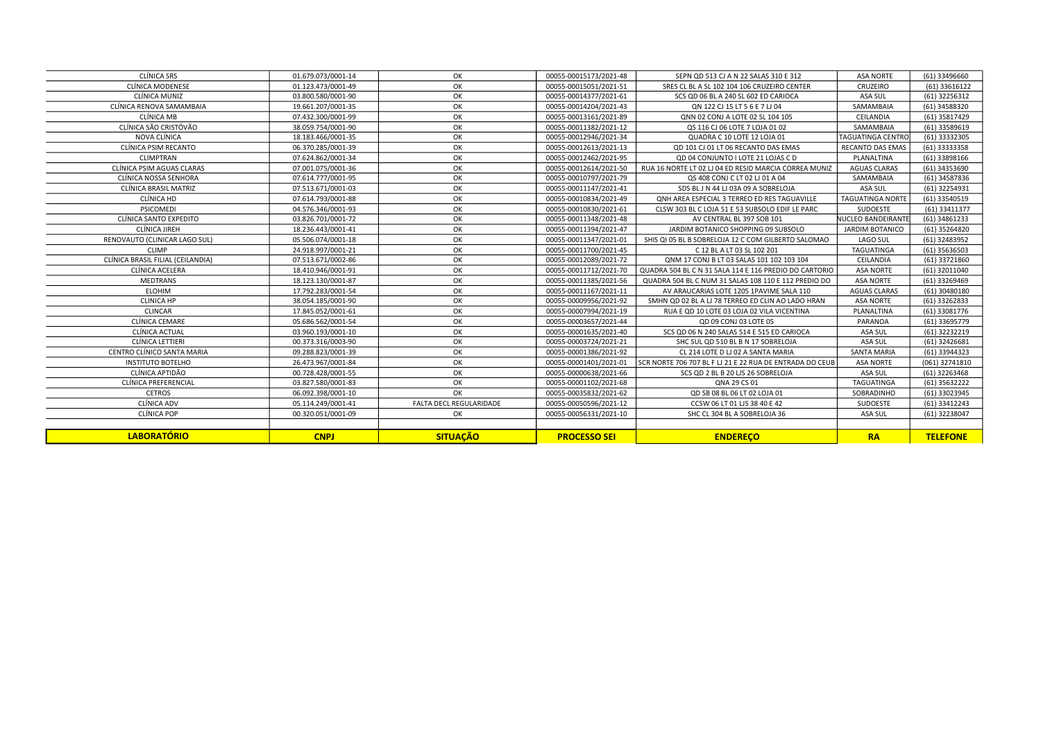| CLÍNICA SRS | 01.679.073/0001-14 | OK | 00055-00015173/2021-48 | SEPN QD 513 CJ A N 22 SALAS 310 E 312 | ASA NORTE | (61) 33496660 |
|---|---|---|---|---|---|---|
| CLÍNICA MODENESE | 01.123.473/0001-49 | OK | 00055-00015051/2021-51 | SRES CL BL A SL 102 104 106 CRUZEIRO CENTER | CRUZEIRO | (61) 33616122 |
| CLÍNICA MUNIZ | 03.800.580/0001-90 | OK | 00055-00014377/2021-61 | SCS QD 06 BL A 240 SL 602 ED CARIOCA | ASA SUL | (61) 32256312 |
| CLÍNICA RENOVA SAMAMBAIA | 19.661.207/0001-35 | OK | 00055-00014204/2021-43 | QN 122 CJ 15 LT 5 6 E 7 LJ 04 | SAMAMBAIA | (61) 34588320 |
| CLÍNICA MB | 07.432.300/0001-99 | OK | 00055-00013161/2021-89 | QNN 02 CONJ A LOTE 02 SL 104 105 | CEILANDIA | (61) 35817429 |
| CLÍNICA SÃO CRISTÓVÃO | 38.059.754/0001-90 | OK | 00055-00011382/2021-12 | QS 116 CJ 06 LOTE 7 LOJA 01 02 | SAMAMBAIA | (61) 33589619 |
| NOVA CLÍNICA | 18.183.466/0001-35 | OK | 00055-00012946/2021-34 | QUADRA C 10 LOTE 12 LOJA 01 | TAGUATINGA CENTRO | (61) 33332305 |
| CLÍNICA PSIM RECANTO | 06.370.285/0001-39 | OK | 00055-00012613/2021-13 | QD 101 CJ 01 LT 06 RECANTO DAS EMAS | RECANTO DAS EMAS | (61) 33333358 |
| CLIMPTRAN | 07.624.862/0001-34 | OK | 00055-00012462/2021-95 | QD 04 CONJUNTO I LOTE 21 LOJAS C D | PLANALTINA | (61) 33898166 |
| CLÍNICA PSIM AGUAS CLARAS | 07.001.075/0001-36 | OK | 00055-00012614/2021-50 | RUA 16 NORTE LT 02 LJ 04 ED RESID MARCIA CORREA MUNIZ | AGUAS CLARAS | (61) 34353690 |
| CLÍNICA NOSSA SENHORA | 07.614.777/0001-95 | OK | 00055-00010797/2021-79 | QS 408 CONJ C LT 02 LJ 01 A 04 | SAMAMBAIA | (61) 34587836 |
| CLÍNICA BRASIL MATRIZ | 07.513.671/0001-03 | OK | 00055-00011147/2021-41 | SDS BL J N 44 LJ 03A 09 A SOBRELOJA | ASA SUL | (61) 32254931 |
| CLÍNICA HD | 07.614.793/0001-88 | OK | 00055-00010834/2021-49 | QNH AREA ESPECIAL 3 TERREO ED RES TAGUAVILLE | TAGUATINGA NORTE | (61) 33540519 |
| PSICOMEDI | 04.576.346/0001-93 | OK | 00055-00010830/2021-61 | CLSW 303 BL C LOJA 51 E 53 SUBSOLO EDIF LE PARC | SUDOESTE | (61) 33411377 |
| CLÍNICA SANTO EXPEDITO | 03.826.701/0001-72 | OK | 00055-00011348/2021-48 | AV CENTRAL BL 397 SOB 101 | NUCLEO BANDEIRANTE | (61) 34861233 |
| CLÍNICA JIREH | 18.236.443/0001-41 | OK | 00055-00011394/2021-47 | JARDIM BOTANICO SHOPPING 09 SUBSOLO | JARDIM BOTANICO | (61) 35264820 |
| RENOVAUTO (CLINICAR LAGO SUL) | 05.506.074/0001-18 | OK | 00055-00011347/2021-01 | SHIS QI 05 BL B SOBRELOJA 12 C COM GILBERTO SALOMAO | LAGO SUL | (61) 32483952 |
| CLIMP | 24.918.997/0001-21 | OK | 00055-00011700/2021-45 | C 12 BL A LT 03 SL 102 201 | TAGUATINGA | (61) 35636503 |
| CLÍNICA BRASIL FILIAL (CEILANDIA) | 07.513.671/0002-86 | OK | 00055-00012089/2021-72 | QNM 17 CONJ B LT 03 SALAS 101 102 103 104 | CEILANDIA | (61) 33721860 |
| CLÍNICA ACELERA | 18.410.946/0001-91 | OK | 00055-00011712/2021-70 | QUADRA 504 BL C N 31 SALA 114 E 116 PREDIO DO CARTORIO | ASA NORTE | (61) 32011040 |
| MEDTRANS | 18.123.130/0001-87 | OK | 00055-00011385/2021-56 | QUADRA 504 BL C NUM 31 SALAS 108 110 E 112 PREDIO DO | ASA NORTE | (61) 33269469 |
| ELOHIM | 17.792.283/0001-54 | OK | 00055-00011167/2021-11 | AV ARAUCARIAS LOTE 1205 1PAVIME SALA 110 | AGUAS CLARAS | (61) 30480180 |
| CLINICA HP | 38.054.185/0001-90 | OK | 00055-00009956/2021-92 | SMHN QD 02 BL A LJ 78 TERREO ED CLIN AO LADO HRAN | ASA NORTE | (61) 33262833 |
| CLINCAR | 17.845.052/0001-61 | OK | 00055-00007994/2021-19 | RUA E QD 10 LOTE 03 LOJA 02 VILA VICENTINA | PLANALTINA | (61) 33081776 |
| CLÍNICA CEMARE | 05.686.562/0001-54 | OK | 00055-00003657/2021-44 | QD 09 CONJ 03 LOTE 05 | PARANOA | (61) 33695779 |
| CLÍNICA ACTUAL | 03.960.193/0001-10 | OK | 00055-00001635/2021-40 | SCS QD 06 N 240 SALAS 514 E 515 ED CARIOCA | ASA SUL | (61) 32232219 |
| CLÍNICA LETTIERI | 00.373.316/0003-90 | OK | 00055-00003724/2021-21 | SHC SUL QD 510 BL B N 17 SOBRELOJA | ASA SUL | (61) 32426681 |
| CENTRO CLÍNICO SANTA MARIA | 09.288.823/0001-39 | OK | 00055-00001386/2021-92 | CL 214 LOTE D LJ 02 A SANTA MARIA | SANTA MARIA | (61) 33944323 |
| INSTITUTO BOTELHO | 26.473.967/0001-84 | OK | 00055-00001401/2021-01 | SCR NORTE 706 707 BL F LJ 21 E 22 RUA DE ENTRADA DO CEUB | ASA NORTE | (061) 32741810 |
| CLÍNICA APTIDÃO | 00.728.428/0001-55 | OK | 00055-00000638/2021-66 | SCS QD 2 BL B 20 LJS 26 SOBRELOJA | ASA SUL | (61) 32263468 |
| CLÍNICA PREFERENCIAL | 03.827.580/0001-83 | OK | 00055-00001102/2021-68 | QNA 29 CS 01 | TAGUATINGA | (61) 35632222 |
| CETROS | 06.092.398/0001-10 | OK | 00055-00035832/2021-62 | QD SB 08 BL 06 LT 02 LOJA 01 | SOBRADINHO | (61) 33023945 |
| CLÍNICA ADV | 05.114.249/0001-41 | FALTA DECL REGULARIDADE | 00055-00050596/2021-12 | CCSW 06 LT 01 LJS 38 40 E 42 | SUDOESTE | (61) 33412243 |
| CLÍNICA POP | 00.320.051/0001-09 | OK | 00055-00056331/2021-10 | SHC CL 304 BL A SOBRELOJA 36 | ASA SUL | (61) 32238047 |
| | | | | | | |
| **LABORATÓRIO** | **CNPJ** | **SITUAÇÃO** | **PROCESSO SEI** | **ENDEREÇO** | **RA** | **TELEFONE** |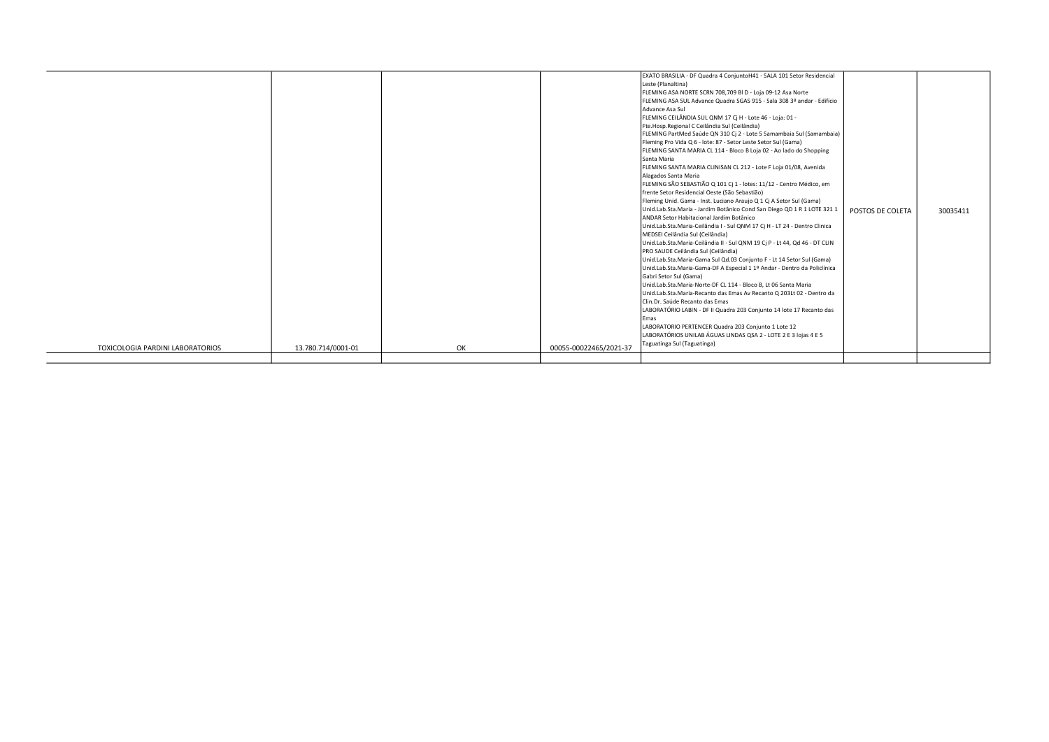| | | | | | | |
|---|---|---|---|---|---|---|
| TOXICOLOGIA PARDINI LABORATORIOS | 13.780.714/0001-01 | OK | 00055-00022465/2021-37 | EXATO BRASILIA - DF Quadra 4 ConjuntoH41 - SALA 101 Setor Residencial Leste (Planaltina)<br>FLEMING ASA NORTE SCRN 708,709 Bl D - Loja 09-12 Asa Norte<br>FLEMING ASA SUL Advance Quadra SGAS 915 - Sala 308 3º andar - Edifício Advance Asa Sul<br>FLEMING CEILÂNDIA SUL QNM 17 Cj H - Lote 46 - Loja: 01 - Fte.Hosp.Regional C Ceilândia Sul (Ceilândia)<br>FLEMING PartMed Saúde QN 310 Cj 2 - Lote 5 Samambaia Sul (Samambaia)<br>Fleming Pro Vida Q 6 - lote: 87 - Setor Leste Setor Sul (Gama)<br>FLEMING SANTA MARIA CL 114 - Bloco B Loja 02 - Ao lado do Shopping Santa Maria<br>FLEMING SANTA MARIA CLINISAN CL 212 - Lote F Loja 01/08, Avenida Alagados Santa Maria<br>FLEMING SÃO SEBASTIÃO Q 101 Cj 1 - lotes: 11/12 - Centro Médico, em frente Setor Residencial Oeste (São Sebastião)<br>Fleming Unid. Gama - Inst. Luciano Araujo Q 1 Cj A Setor Sul (Gama)<br>Unid.Lab.Sta.Maria - Jardim Botânico Cond San Diego QD 1 R 1 LOTE 321 1 ANDAR Setor Habitacional Jardim Botânico<br>Unid.Lab.Sta.Maria-Ceilândia I - Sul QNM 17 Cj H - LT 24 - Dentro Clinica MEDSEI Ceilândia Sul (Ceilândia)<br>Unid.Lab.Sta.Maria-Ceilândia II - Sul QNM 19 Cj P - Lt 44, Qd 46 - DT CLIN PRO SAUDE Ceilândia Sul (Ceilândia)<br>Unid.Lab.Sta.Maria-Gama Sul Qd.03 Conjunto F - Lt 14 Setor Sul (Gama)<br>Unid.Lab.Sta.Maria-Gama-DF A Especial 1 1º Andar - Dentro da Policlínica Gabri Setor Sul (Gama)<br>Unid.Lab.Sta.Maria-Norte-DF CL 114 - Bloco B, Lt 06 Santa Maria<br>Unid.Lab.Sta.Maria-Recanto das Emas Av Recanto Q 203Lt 02 - Dentro da Clin.Dr. Saúde Recanto das Emas<br>LABORATÓRIO LABIN - DF II Quadra 203 Conjunto 14 lote 17 Recanto das Emas<br>LABORATORIO PERTENCER Quadra 203 Conjunto 1 Lote 12<br>LABORATÓRIOS UNILAB ÁGUAS LINDAS QSA 2 - LOTE 2 E 3 lojas 4 E 5 Taguatinga Sul (Taguatinga) | POSTOS DE COLETA | 30035411 |
| | | | | | | |